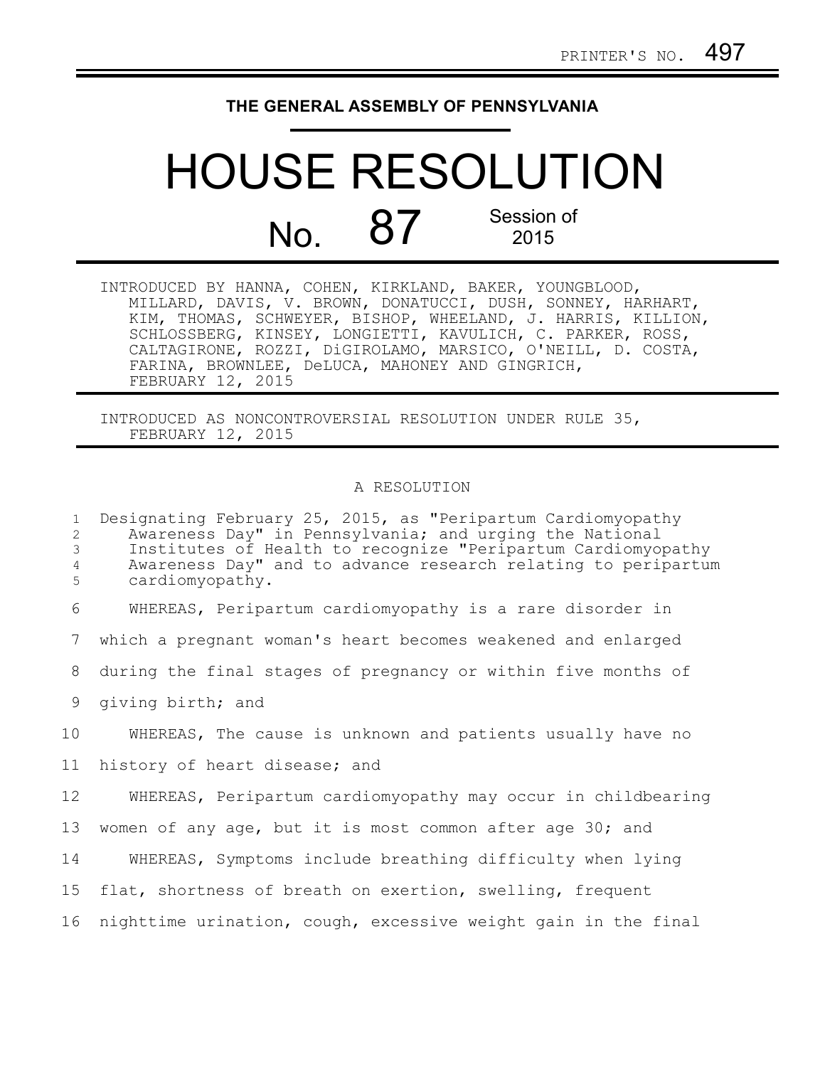PRINTER'S NO. 497

**THE GENERAL ASSEMBLY OF PENNSYLVANIA**

# HOUSE RESOLUTION

## No. 87 Session of 2015

INTRODUCED BY HANNA, COHEN, KIRKLAND, BAKER, YOUNGBLOOD, MILLARD, DAVIS, V. BROWN, DONATUCCI, DUSH, SONNEY, HARHART, KIM, THOMAS, SCHWEYER, BISHOP, WHEELAND, J. HARRIS, KILLION, SCHLOSSBERG, KINSEY, LONGIETTI, KAVULICH, C. PARKER, ROSS, CALTAGIRONE, ROZZI, DiGIROLAMO, MARSICO, O'NEILL, D. COSTA, FARINA, BROWNLEE, DeLUCA, MAHONEY AND GINGRICH, FEBRUARY 12, 2015

INTRODUCED AS NONCONTROVERSIAL RESOLUTION UNDER RULE 35, FEBRUARY 12, 2015

A RESOLUTION

Designating February 25, 2015, as "Peripartum Cardiomyopathy Awareness Day" in Pennsylvania; and urging the National Institutes of Health to recognize "Peripartum Cardiomyopathy Awareness Day" and to advance research relating to peripartum cardiomyopathy.

WHEREAS, Peripartum cardiomyopathy is a rare disorder in which a pregnant woman's heart becomes weakened and enlarged during the final stages of pregnancy or within five months of giving birth; and

WHEREAS, The cause is unknown and patients usually have no history of heart disease; and

WHEREAS, Peripartum cardiomyopathy may occur in childbearing women of any age, but it is most common after age 30; and

WHEREAS, Symptoms include breathing difficulty when lying flat, shortness of breath on exertion, swelling, frequent nighttime urination, cough, excessive weight gain in the final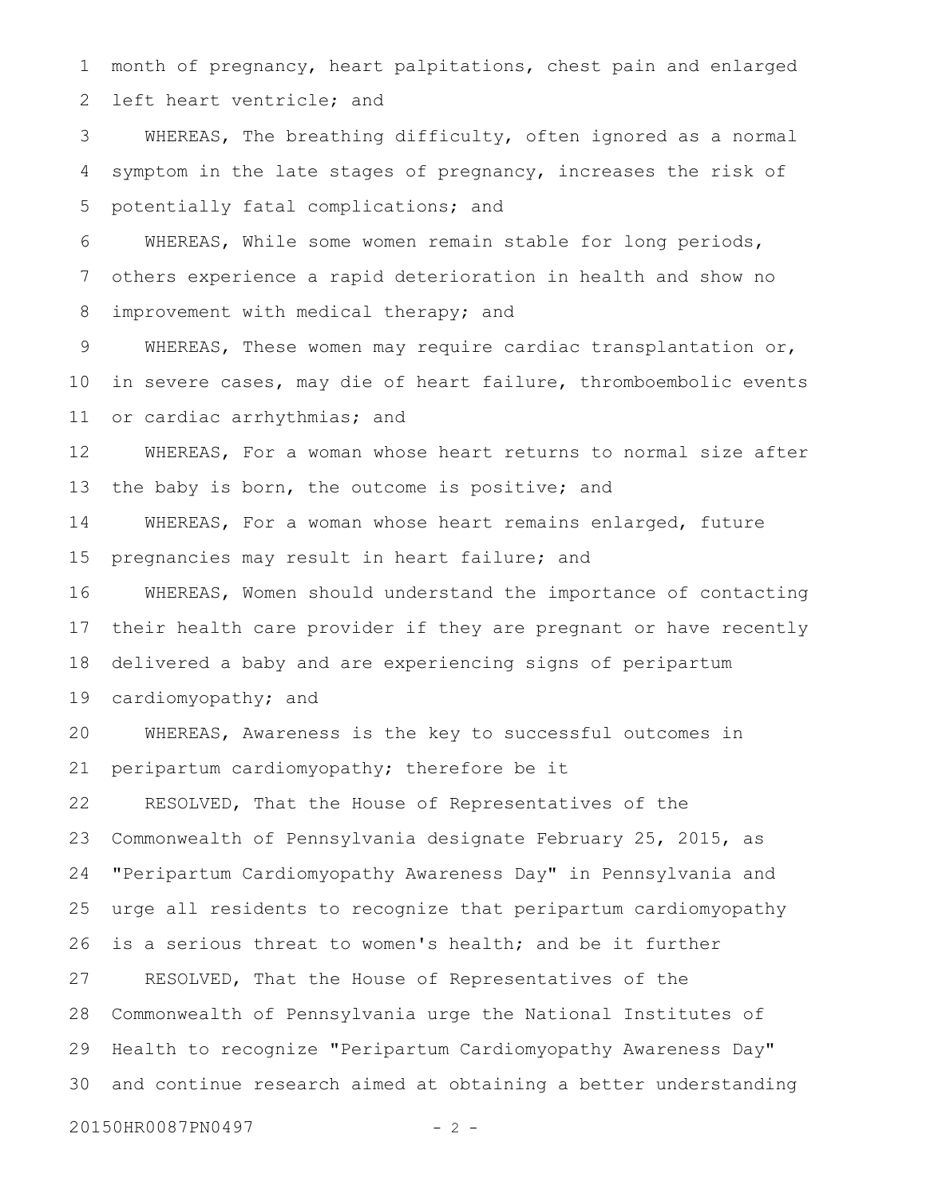month of pregnancy, heart palpitations, chest pain and enlarged left heart ventricle; and

WHEREAS, The breathing difficulty, often ignored as a normal symptom in the late stages of pregnancy, increases the risk of potentially fatal complications; and

WHEREAS, While some women remain stable for long periods, others experience a rapid deterioration in health and show no improvement with medical therapy; and

WHEREAS, These women may require cardiac transplantation or, in severe cases, may die of heart failure, thromboembolic events or cardiac arrhythmias; and

WHEREAS, For a woman whose heart returns to normal size after the baby is born, the outcome is positive; and

WHEREAS, For a woman whose heart remains enlarged, future pregnancies may result in heart failure; and

WHEREAS, Women should understand the importance of contacting their health care provider if they are pregnant or have recently delivered a baby and are experiencing signs of peripartum cardiomyopathy; and

WHEREAS, Awareness is the key to successful outcomes in peripartum cardiomyopathy; therefore be it

RESOLVED, That the House of Representatives of the Commonwealth of Pennsylvania designate February 25, 2015, as "Peripartum Cardiomyopathy Awareness Day" in Pennsylvania and urge all residents to recognize that peripartum cardiomyopathy is a serious threat to women's health; and be it further

RESOLVED, That the House of Representatives of the Commonwealth of Pennsylvania urge the National Institutes of Health to recognize "Peripartum Cardiomyopathy Awareness Day" and continue research aimed at obtaining a better understanding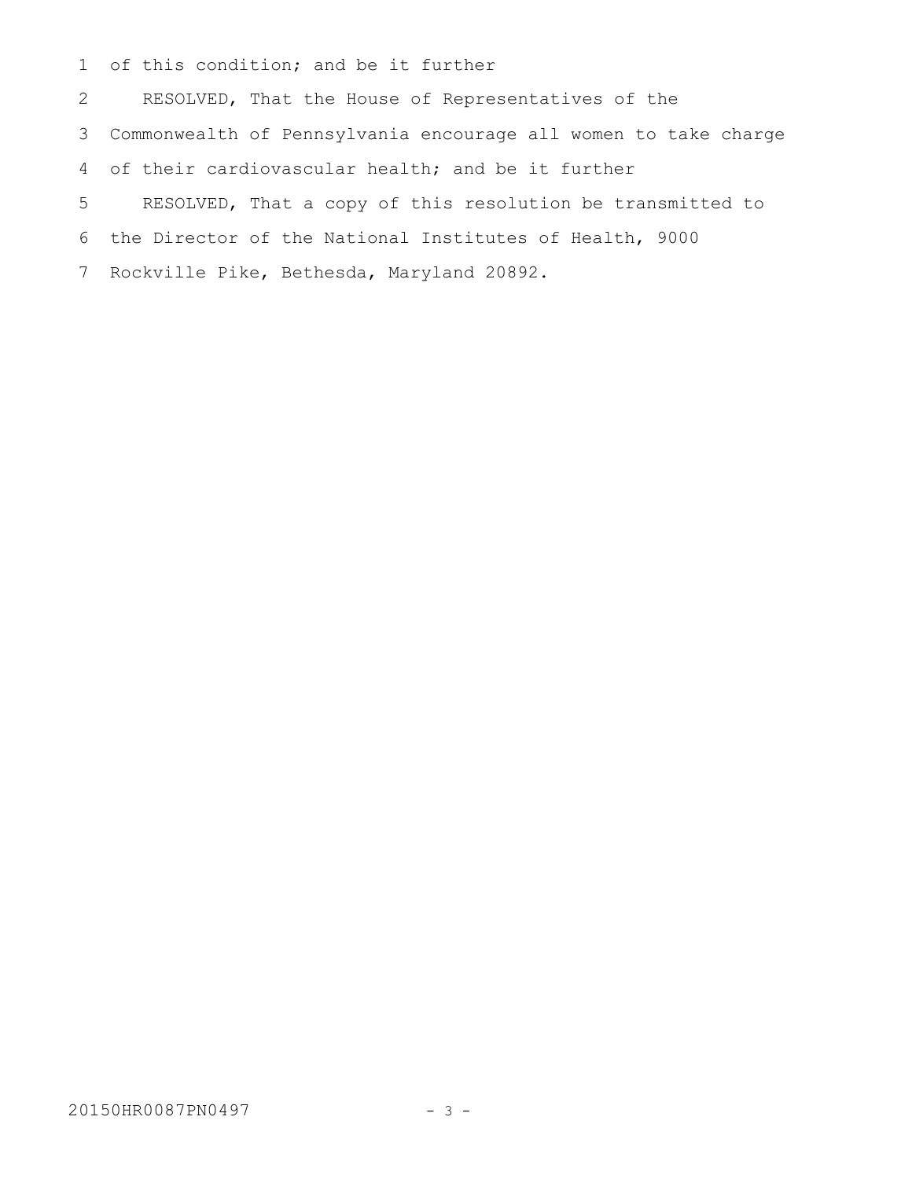of this condition; and be it further

RESOLVED, That the House of Representatives of the Commonwealth of Pennsylvania encourage all women to take charge of their cardiovascular health; and be it further

RESOLVED, That a copy of this resolution be transmitted to the Director of the National Institutes of Health, 9000 Rockville Pike, Bethesda, Maryland 20892.